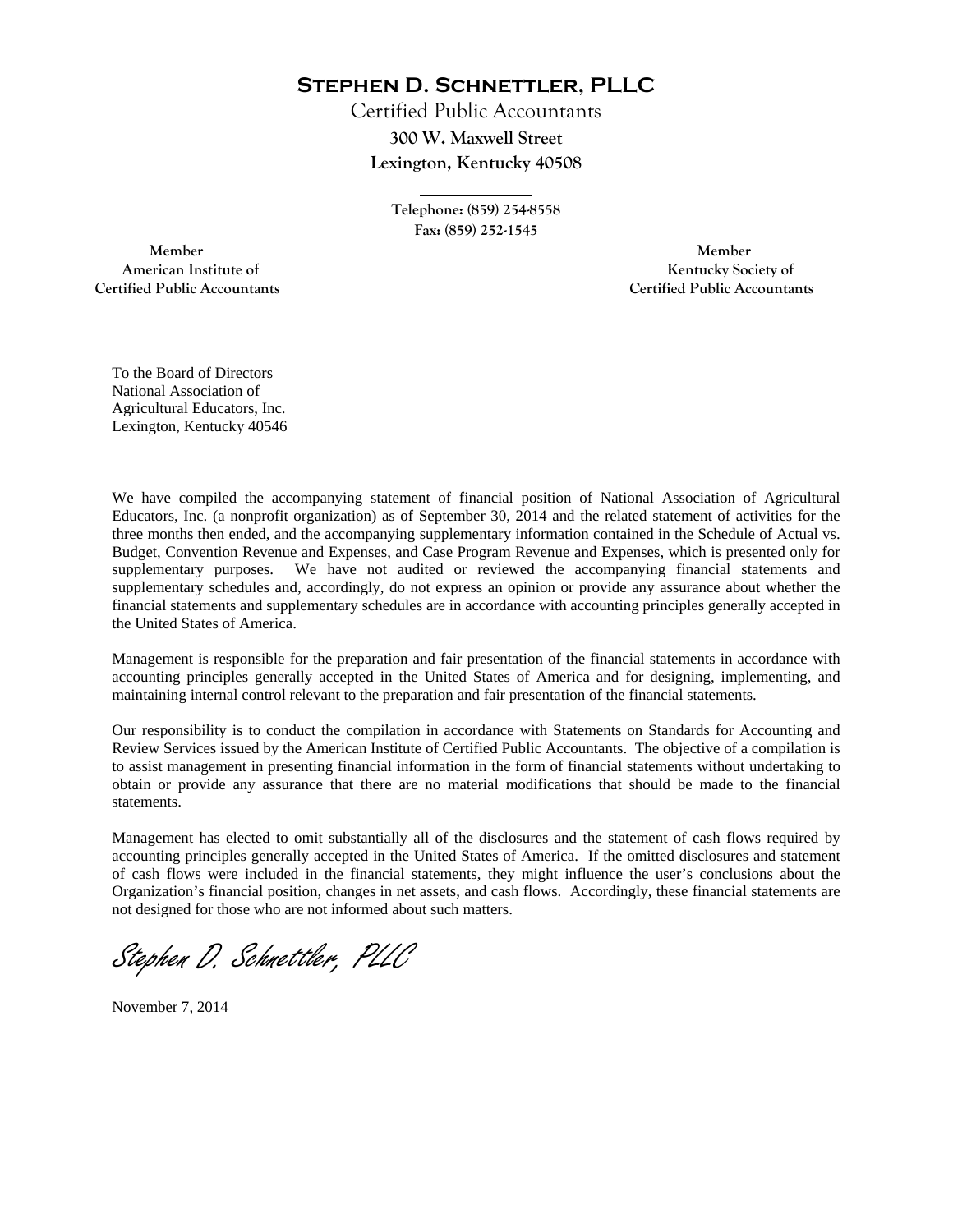# Stephen D. Schnettler, PLLC

Certified Public Accountants

**300 W. Maxwell Street**

**Lexington, Kentucky 40508**

\_\_\_\_\_\_\_\_\_\_\_\_\_

Telephone: (859) 254-8558

Fax: (859) 252-1545

Member
American Institute of
Certified Public Accountants

Member
Kentucky Society of
Certified Public Accountants

To the Board of Directors
National Association of
Agricultural Educators, Inc.
Lexington, Kentucky 40546

We have compiled the accompanying statement of financial position of National Association of Agricultural Educators, Inc. (a nonprofit organization) as of September 30, 2014 and the related statement of activities for the three months then ended, and the accompanying supplementary information contained in the Schedule of Actual vs. Budget, Convention Revenue and Expenses, and Case Program Revenue and Expenses, which is presented only for supplementary purposes. We have not audited or reviewed the accompanying financial statements and supplementary schedules and, accordingly, do not express an opinion or provide any assurance about whether the financial statements and supplementary schedules are in accordance with accounting principles generally accepted in the United States of America.

Management is responsible for the preparation and fair presentation of the financial statements in accordance with accounting principles generally accepted in the United States of America and for designing, implementing, and maintaining internal control relevant to the preparation and fair presentation of the financial statements.

Our responsibility is to conduct the compilation in accordance with Statements on Standards for Accounting and Review Services issued by the American Institute of Certified Public Accountants. The objective of a compilation is to assist management in presenting financial information in the form of financial statements without undertaking to obtain or provide any assurance that there are no material modifications that should be made to the financial statements.

Management has elected to omit substantially all of the disclosures and the statement of cash flows required by accounting principles generally accepted in the United States of America. If the omitted disclosures and statement of cash flows were included in the financial statements, they might influence the user's conclusions about the Organization's financial position, changes in net assets, and cash flows. Accordingly, these financial statements are not designed for those who are not informed about such matters.

*Stephen D. Schnettler, PLLC*

November 7, 2014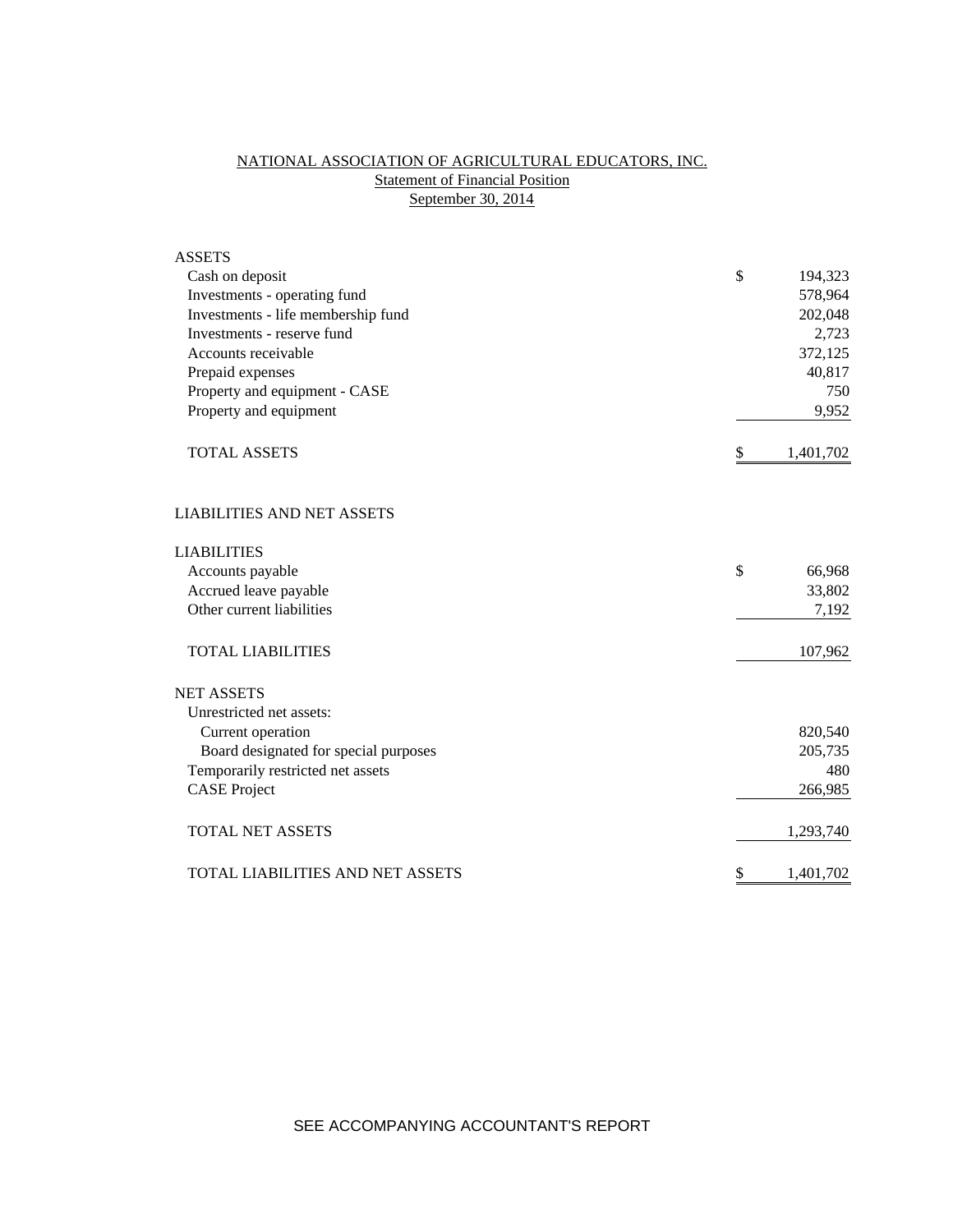# NATIONAL ASSOCIATION OF AGRICULTURAL EDUCATORS, INC.

## Statement of Financial Position

### September 30, 2014

| | | |
|---|---|---|
| **ASSETS** | | |
| Cash on deposit | $ | 194,323 |
| Investments - operating fund | | 578,964 |
| Investments - life membership fund | | 202,048 |
| Investments - reserve fund | | 2,723 |
| Accounts receivable | | 372,125 |
| Prepaid expenses | | 40,817 |
| Property and equipment - CASE | | 750 |
| Property and equipment | | 9,952 |
| TOTAL ASSETS | $ | 1,401,702 |
| | | |
| **LIABILITIES AND NET ASSETS** | | |
| | | |
| **LIABILITIES** | | |
| Accounts payable | $ | 66,968 |
| Accrued leave payable | | 33,802 |
| Other current liabilities | | 7,192 |
| TOTAL LIABILITIES | | 107,962 |
| | | |
| **NET ASSETS** | | |
| Unrestricted net assets: | | |
| Current operation | | 820,540 |
| Board designated for special purposes | | 205,735 |
| Temporarily restricted net assets | | 480 |
| CASE Project | | 266,985 |
| TOTAL NET ASSETS | | 1,293,740 |
| | | |
| TOTAL LIABILITIES AND NET ASSETS | $ | 1,401,702 |

SEE ACCOMPANYING ACCOUNTANT'S REPORT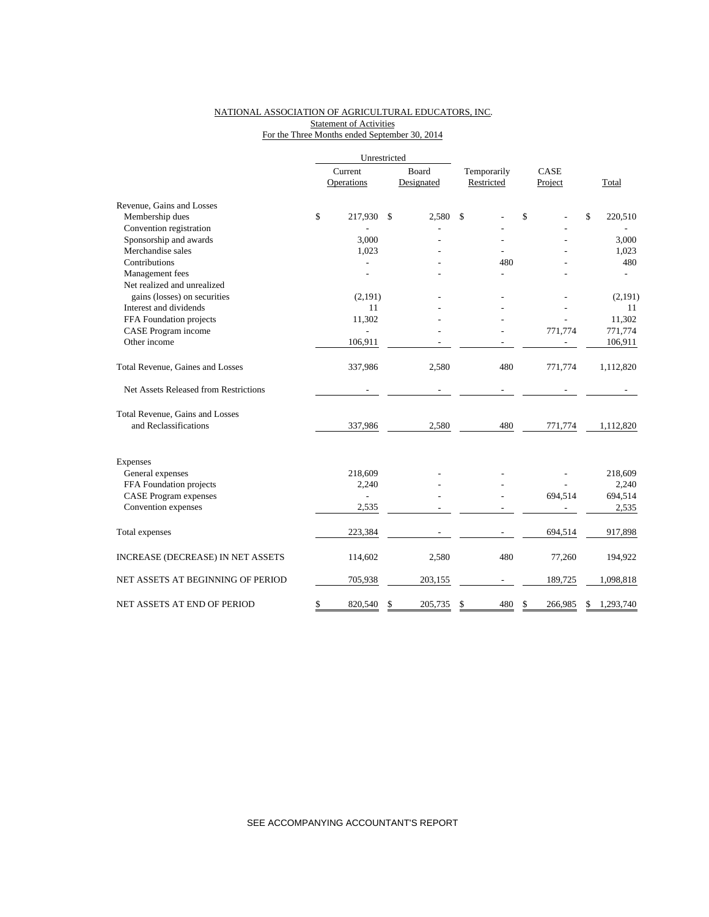NATIONAL ASSOCIATION OF AGRICULTURAL EDUCATORS, INC.
Statement of Activities
For the Three Months ended September 30, 2014

| | Unrestricted | | | | |
|---|---|---|---|---|---|
| | Current Operations | Board Designated | Temporarily Restricted | CASE Project | Total |
| Revenue, Gains and Losses | | | | | |
| Membership dues | $ 217,930 | $ 2,580 | $ - | $ - | $ 220,510 |
| Convention registration | - | - | - | - | - |
| Sponsorship and awards | 3,000 | - | - | - | 3,000 |
| Merchandise sales | 1,023 | - | - | - | 1,023 |
| Contributions | - | - | 480 | - | 480 |
| Management fees | - | - | - | - | - |
| Net realized and unrealized gains (losses) on securities | (2,191) | - | - | - | (2,191) |
| Interest and dividends | 11 | - | - | - | 11 |
| FFA Foundation projects | 11,302 | - | - | - | 11,302 |
| CASE Program income | - | - | - | 771,774 | 771,774 |
| Other income | 106,911 | - | - | - | 106,911 |
| Total Revenue, Gaines and Losses | 337,986 | 2,580 | 480 | 771,774 | 1,112,820 |
| Net Assets Released from Restrictions | - | - | - | - | - |
| Total Revenue, Gains and Losses and Reclassifications | 337,986 | 2,580 | 480 | 771,774 | 1,112,820 |
| Expenses | | | | | |
| General expenses | 218,609 | - | - | - | 218,609 |
| FFA Foundation projects | 2,240 | - | - | - | 2,240 |
| CASE Program expenses | - | - | - | 694,514 | 694,514 |
| Convention expenses | 2,535 | - | - | - | 2,535 |
| Total expenses | 223,384 | - | - | 694,514 | 917,898 |
| INCREASE (DECREASE) IN NET ASSETS | 114,602 | 2,580 | 480 | 77,260 | 194,922 |
| NET ASSETS AT BEGINNING OF PERIOD | 705,938 | 203,155 | - | 189,725 | 1,098,818 |
| NET ASSETS AT END OF PERIOD | $ 820,540 | $ 205,735 | $ 480 | $ 266,985 | $ 1,293,740 |

SEE ACCOMPANYING ACCOUNTANT'S REPORT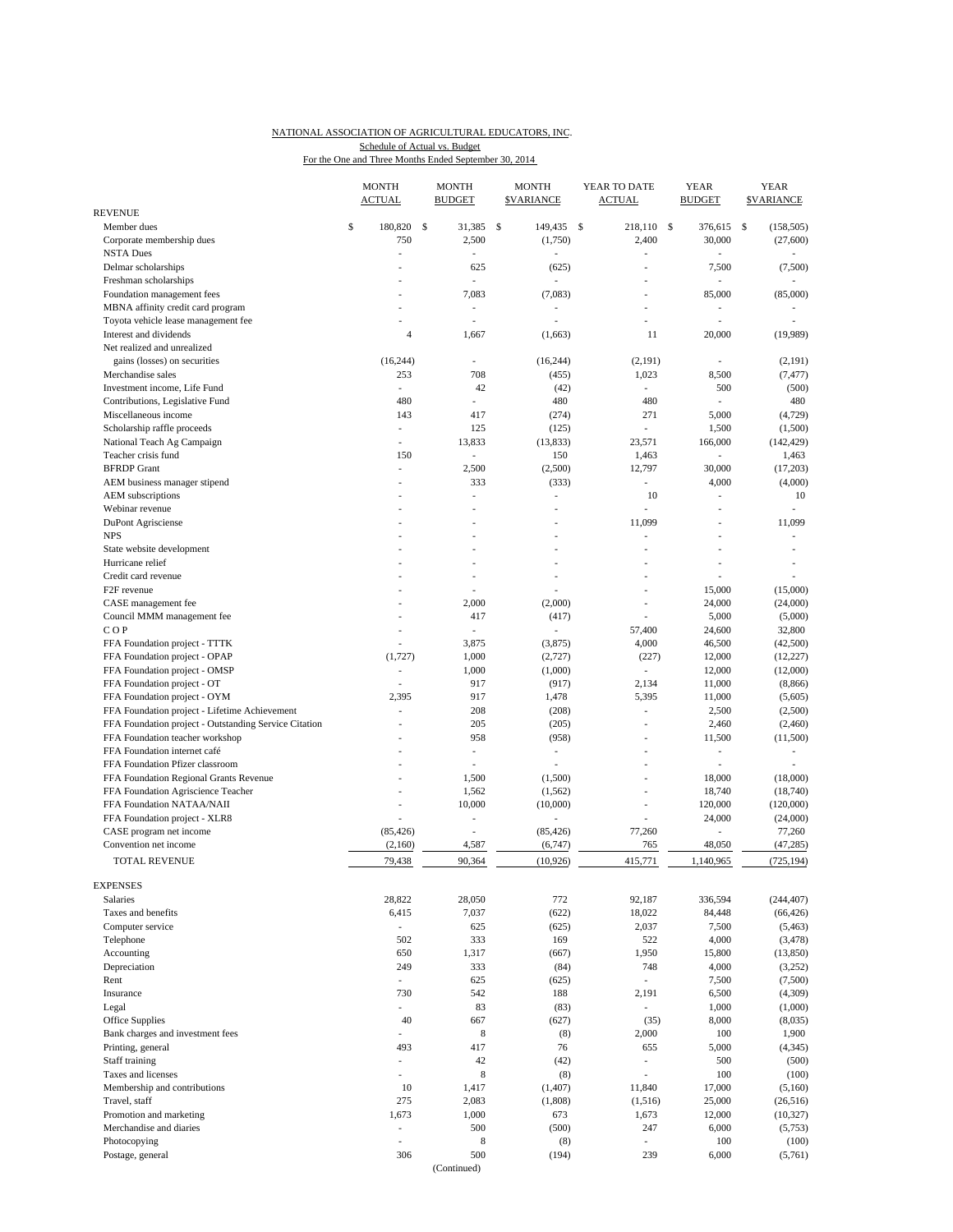NATIONAL ASSOCIATION OF AGRICULTURAL EDUCATORS, INC.

Schedule of Actual vs. Budget

For the One and Three Months Ended September 30, 2014

| | MONTH ACTUAL | MONTH BUDGET | MONTH $VARIANCE | YEAR TO DATE ACTUAL | YEAR BUDGET | YEAR $VARIANCE |
|---|---|---|---|---|---|---|
| REVENUE | | | | | | |
| Member dues | $ 180,820 | $ 31,385 | $ 149,435 | $ 218,110 | $ 376,615 | $ (158,505) |
| Corporate membership dues | 750 | 2,500 | (1,750) | 2,400 | 30,000 | (27,600) |
| NSTA Dues | - | - | - | - | - | - |
| Delmar scholarships | - | 625 | (625) | - | 7,500 | (7,500) |
| Freshman scholarships | - | - | - | - | - | - |
| Foundation management fees | - | 7,083 | (7,083) | - | 85,000 | (85,000) |
| MBNA affinity credit card program | - | - | - | - | - | - |
| Toyota vehicle lease management fee | - | - | - | - | - | - |
| Interest and dividends | 4 | 1,667 | (1,663) | 11 | 20,000 | (19,989) |
| Net realized and unrealized gains (losses) on securities | (16,244) | - | (16,244) | (2,191) | - | (2,191) |
| Merchandise sales | 253 | 708 | (455) | 1,023 | 8,500 | (7,477) |
| Investment income, Life Fund | - | 42 | (42) | - | 500 | (500) |
| Contributions, Legislative Fund | 480 | - | 480 | 480 | - | 480 |
| Miscellaneous income | 143 | 417 | (274) | 271 | 5,000 | (4,729) |
| Scholarship raffle proceeds | - | 125 | (125) | - | 1,500 | (1,500) |
| National Teach Ag Campaign | - | 13,833 | (13,833) | 23,571 | 166,000 | (142,429) |
| Teacher crisis fund | 150 | - | 150 | 1,463 | - | 1,463 |
| BFRDP Grant | - | 2,500 | (2,500) | 12,797 | 30,000 | (17,203) |
| AEM business manager stipend | - | 333 | (333) | - | 4,000 | (4,000) |
| AEM subscriptions | - | - | - | 10 | - | 10 |
| Webinar revenue | - | - | - | - | - | - |
| DuPont Agrisciense | - | - | - | 11,099 | - | 11,099 |
| NPS | - | - | - | - | - | - |
| State website development | - | - | - | - | - | - |
| Hurricane relief | - | - | - | - | - | - |
| Credit card revenue | - | - | - | - | - | - |
| F2F revenue | - | - | - | - | 15,000 | (15,000) |
| CASE management fee | - | 2,000 | (2,000) | - | 24,000 | (24,000) |
| Council MMM management fee | - | 417 | (417) | - | 5,000 | (5,000) |
| C O P | - | - | - | 57,400 | 24,600 | 32,800 |
| FFA Foundation project - TTTK | - | 3,875 | (3,875) | 4,000 | 46,500 | (42,500) |
| FFA Foundation project - OPAP | (1,727) | 1,000 | (2,727) | (227) | 12,000 | (12,227) |
| FFA Foundation project - OMSP | - | 1,000 | (1,000) | - | 12,000 | (12,000) |
| FFA Foundation project - OT | - | 917 | (917) | 2,134 | 11,000 | (8,866) |
| FFA Foundation project - OYM | 2,395 | 917 | 1,478 | 5,395 | 11,000 | (5,605) |
| FFA Foundation project - Lifetime Achievement | - | 208 | (208) | - | 2,500 | (2,500) |
| FFA Foundation project - Outstanding Service Citation | - | 205 | (205) | - | 2,460 | (2,460) |
| FFA Foundation teacher workshop | - | 958 | (958) | - | 11,500 | (11,500) |
| FFA Foundation internet café | - | - | - | - | - | - |
| FFA Foundation Pfizer classroom | - | - | - | - | - | - |
| FFA Foundation Regional Grants Revenue | - | 1,500 | (1,500) | - | 18,000 | (18,000) |
| FFA Foundation Agriscience Teacher | - | 1,562 | (1,562) | - | 18,740 | (18,740) |
| FFA Foundation NATAA/NAII | - | 10,000 | (10,000) | - | 120,000 | (120,000) |
| FFA Foundation project - XLR8 | - | - | - | - | 24,000 | (24,000) |
| CASE program net income | (85,426) | - | (85,426) | 77,260 | - | 77,260 |
| Convention net income | (2,160) | 4,587 | (6,747) | 765 | 48,050 | (47,285) |
| TOTAL REVENUE | 79,438 | 90,364 | (10,926) | 415,771 | 1,140,965 | (725,194) |
| EXPENSES | | | | | | |
| Salaries | 28,822 | 28,050 | 772 | 92,187 | 336,594 | (244,407) |
| Taxes and benefits | 6,415 | 7,037 | (622) | 18,022 | 84,448 | (66,426) |
| Computer service | - | 625 | (625) | 2,037 | 7,500 | (5,463) |
| Telephone | 502 | 333 | 169 | 522 | 4,000 | (3,478) |
| Accounting | 650 | 1,317 | (667) | 1,950 | 15,800 | (13,850) |
| Depreciation | 249 | 333 | (84) | 748 | 4,000 | (3,252) |
| Rent | - | 625 | (625) | - | 7,500 | (7,500) |
| Insurance | 730 | 542 | 188 | 2,191 | 6,500 | (4,309) |
| Legal | - | 83 | (83) | - | 1,000 | (1,000) |
| Office Supplies | 40 | 667 | (627) | (35) | 8,000 | (8,035) |
| Bank charges and investment fees | - | 8 | (8) | 2,000 | 100 | 1,900 |
| Printing, general | 493 | 417 | 76 | 655 | 5,000 | (4,345) |
| Staff training | - | 42 | (42) | - | 500 | (500) |
| Taxes and licenses | - | 8 | (8) | - | 100 | (100) |
| Membership and contributions | 10 | 1,417 | (1,407) | 11,840 | 17,000 | (5,160) |
| Travel, staff | 275 | 2,083 | (1,808) | (1,516) | 25,000 | (26,516) |
| Promotion and marketing | 1,673 | 1,000 | 673 | 1,673 | 12,000 | (10,327) |
| Merchandise and diaries | - | 500 | (500) | 247 | 6,000 | (5,753) |
| Photocopying | - | 8 | (8) | - | 100 | (100) |
| Postage, general | 306 | 500 | (194) | 239 | 6,000 | (5,761) |

(Continued)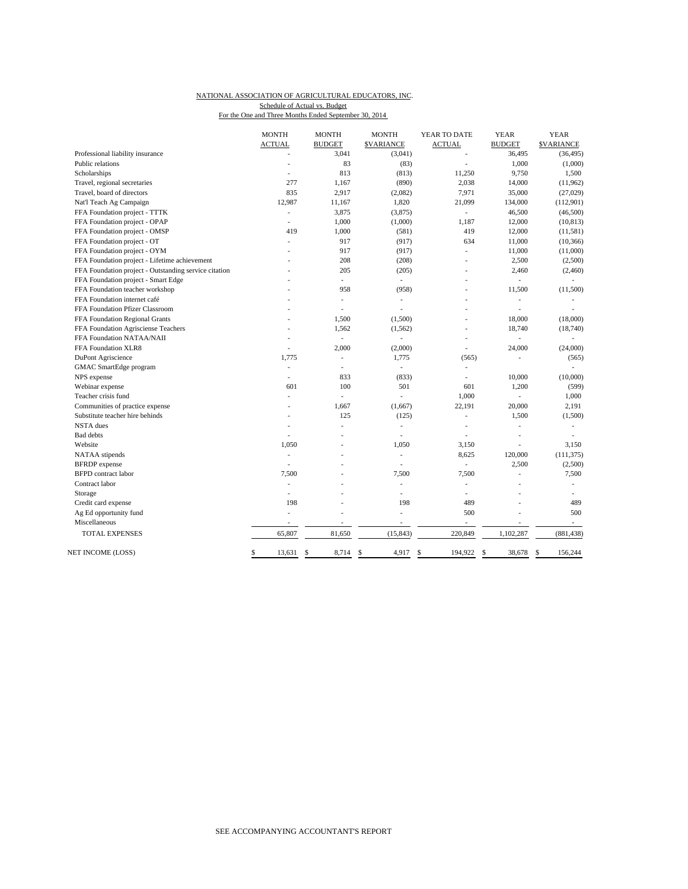NATIONAL ASSOCIATION OF AGRICULTURAL EDUCATORS, INC.

Schedule of Actual vs. Budget

For the One and Three Months Ended September 30, 2014

| | MONTH ACTUAL | MONTH BUDGET | MONTH $VARIANCE | YEAR TO DATE ACTUAL | YEAR BUDGET | YEAR $VARIANCE |
|---|---|---|---|---|---|---|
| Professional liability insurance | - | 3,041 | (3,041) | - | 36,495 | (36,495) |
| Public relations | - | 83 | (83) | - | 1,000 | (1,000) |
| Scholarships | - | 813 | (813) | 11,250 | 9,750 | 1,500 |
| Travel, regional secretaries | 277 | 1,167 | (890) | 2,038 | 14,000 | (11,962) |
| Travel, board of directors | 835 | 2,917 | (2,082) | 7,971 | 35,000 | (27,029) |
| Nat'l Teach Ag Campaign | 12,987 | 11,167 | 1,820 | 21,099 | 134,000 | (112,901) |
| FFA Foundation project - TTTK | - | 3,875 | (3,875) | - | 46,500 | (46,500) |
| FFA Foundation project - OPAP | - | 1,000 | (1,000) | 1,187 | 12,000 | (10,813) |
| FFA Foundation project - OMSP | 419 | 1,000 | (581) | 419 | 12,000 | (11,581) |
| FFA Foundation project - OT | - | 917 | (917) | 634 | 11,000 | (10,366) |
| FFA Foundation project - OYM | - | 917 | (917) | - | 11,000 | (11,000) |
| FFA Foundation project - Lifetime achievement | - | 208 | (208) | - | 2,500 | (2,500) |
| FFA Foundation project - Outstanding service citation | - | 205 | (205) | - | 2,460 | (2,460) |
| FFA Foundation project - Smart Edge | - | - | - | - | - | - |
| FFA Foundation teacher workshop | - | 958 | (958) | - | 11,500 | (11,500) |
| FFA Foundation internet café | - | - | - | - | - | - |
| FFA Foundation Pfizer Classroom | - | - | - | - | - | - |
| FFA Foundation Regional Grants | - | 1,500 | (1,500) | - | 18,000 | (18,000) |
| FFA Foundation Agrisciense Teachers | - | 1,562 | (1,562) | - | 18,740 | (18,740) |
| FFA Foundation NATAA/NAII | - | - | - | - | - | - |
| FFA Foundation XLR8 | - | 2,000 | (2,000) | - | 24,000 | (24,000) |
| DuPont Agriscience | 1,775 | - | 1,775 | (565) | - | (565) |
| GMAC SmartEdge program | - | - | - | - | | - |
| NPS expense | - | 833 | (833) | - | 10,000 | (10,000) |
| Webinar expense | 601 | 100 | 501 | 601 | 1,200 | (599) |
| Teacher crisis fund | - | - | - | 1,000 | - | 1,000 |
| Communities of practice expense | - | 1,667 | (1,667) | 22,191 | 20,000 | 2,191 |
| Substitute teacher hire behinds | - | 125 | (125) | - | 1,500 | (1,500) |
| NSTA dues | - | - | - | - | - | - |
| Bad debts | - | - | - | - | - | - |
| Website | 1,050 | - | 1,050 | 3,150 | - | 3,150 |
| NATAA stipends | - | - | - | 8,625 | 120,000 | (111,375) |
| BFRDP expense | - | - | - | - | 2,500 | (2,500) |
| BFPD contract labor | 7,500 | - | 7,500 | 7,500 | - | 7,500 |
| Contract labor | - | - | - | - | - | - |
| Storage | - | - | - | - | - | - |
| Credit card expense | 198 | - | 198 | 489 | - | 489 |
| Ag Ed opportunity fund | - | - | - | 500 | - | 500 |
| Miscellaneous | - | - | - | - | - | - |
| TOTAL EXPENSES | 65,807 | 81,650 | (15,843) | 220,849 | 1,102,287 | (881,438) |
| NET INCOME (LOSS) | $ 13,631 | $ 8,714 | $ 4,917 | $ 194,922 | $ 38,678 | $ 156,244 |

SEE ACCOMPANYING ACCOUNTANT'S REPORT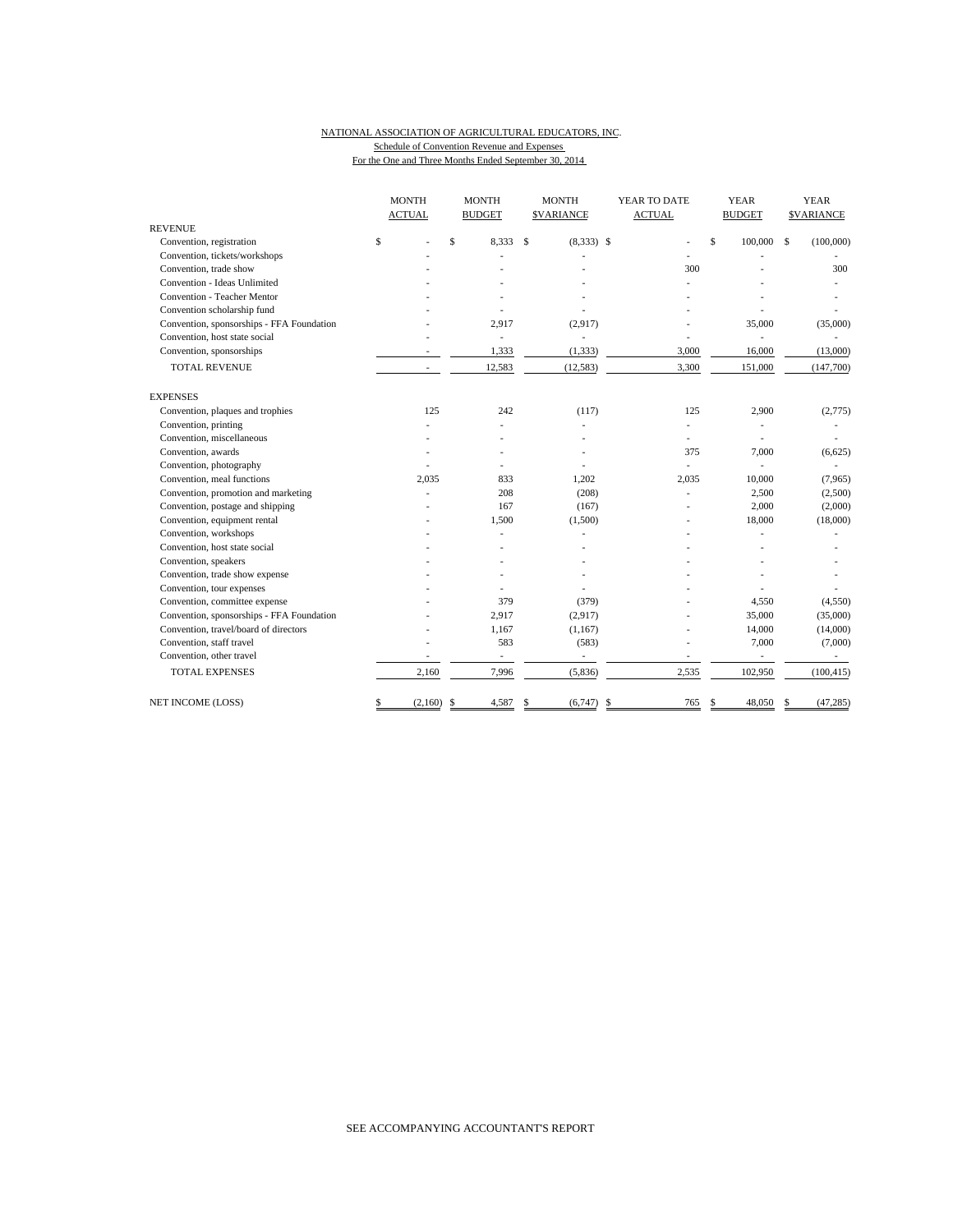NATIONAL ASSOCIATION OF AGRICULTURAL EDUCATORS, INC.
Schedule of Convention Revenue and Expenses
For the One and Three Months Ended September 30, 2014

| | MONTH ACTUAL | MONTH BUDGET | MONTH $VARIANCE | YEAR TO DATE ACTUAL | YEAR BUDGET | YEAR $VARIANCE |
|---|---|---|---|---|---|---|
| REVENUE | | | | | | |
| Convention, registration | $ - | $ 8,333 | $ (8,333) | $ - | $ 100,000 | $ (100,000) |
| Convention, tickets/workshops | - | - | - | - | - | - |
| Convention, trade show | - | - | - | 300 | - | 300 |
| Convention - Ideas Unlimited | - | - | - | - | - | - |
| Convention - Teacher Mentor | - | - | - | - | - | - |
| Convention scholarship fund | - | - | - | - | - | - |
| Convention, sponsorships - FFA Foundation | - | 2,917 | (2,917) | - | 35,000 | (35,000) |
| Convention, host state social | - | - | - | - | - | - |
| Convention, sponsorships | - | 1,333 | (1,333) | 3,000 | 16,000 | (13,000) |
| TOTAL REVENUE | - | 12,583 | (12,583) | 3,300 | 151,000 | (147,700) |
| EXPENSES | | | | | | |
| Convention, plaques and trophies | 125 | 242 | (117) | 125 | 2,900 | (2,775) |
| Convention, printing | - | - | - | - | - | - |
| Convention, miscellaneous | - | - | - | - | - | - |
| Convention, awards | - | - | - | 375 | 7,000 | (6,625) |
| Convention, photography | - | - | - | - | - | - |
| Convention, meal functions | 2,035 | 833 | 1,202 | 2,035 | 10,000 | (7,965) |
| Convention, promotion and marketing | - | 208 | (208) | - | 2,500 | (2,500) |
| Convention, postage and shipping | - | 167 | (167) | - | 2,000 | (2,000) |
| Convention, equipment rental | - | 1,500 | (1,500) | - | 18,000 | (18,000) |
| Convention, workshops | - | - | - | - | - | - |
| Convention, host state social | - | - | - | - | - | - |
| Convention, speakers | - | - | - | - | - | - |
| Convention, trade show expense | - | - | - | - | - | - |
| Convention, tour expenses | - | - | - | - | - | - |
| Convention, committee expense | - | 379 | (379) | - | 4,550 | (4,550) |
| Convention, sponsorships - FFA Foundation | - | 2,917 | (2,917) | - | 35,000 | (35,000) |
| Convention, travel/board of directors | - | 1,167 | (1,167) | - | 14,000 | (14,000) |
| Convention, staff travel | - | 583 | (583) | - | 7,000 | (7,000) |
| Convention, other travel | - | - | - | - | - | - |
| TOTAL EXPENSES | 2,160 | 7,996 | (5,836) | 2,535 | 102,950 | (100,415) |
| NET INCOME (LOSS) | $ (2,160) | $ 4,587 | $ (6,747) | $ 765 | $ 48,050 | $ (47,285) |

SEE ACCOMPANYING ACCOUNTANT'S REPORT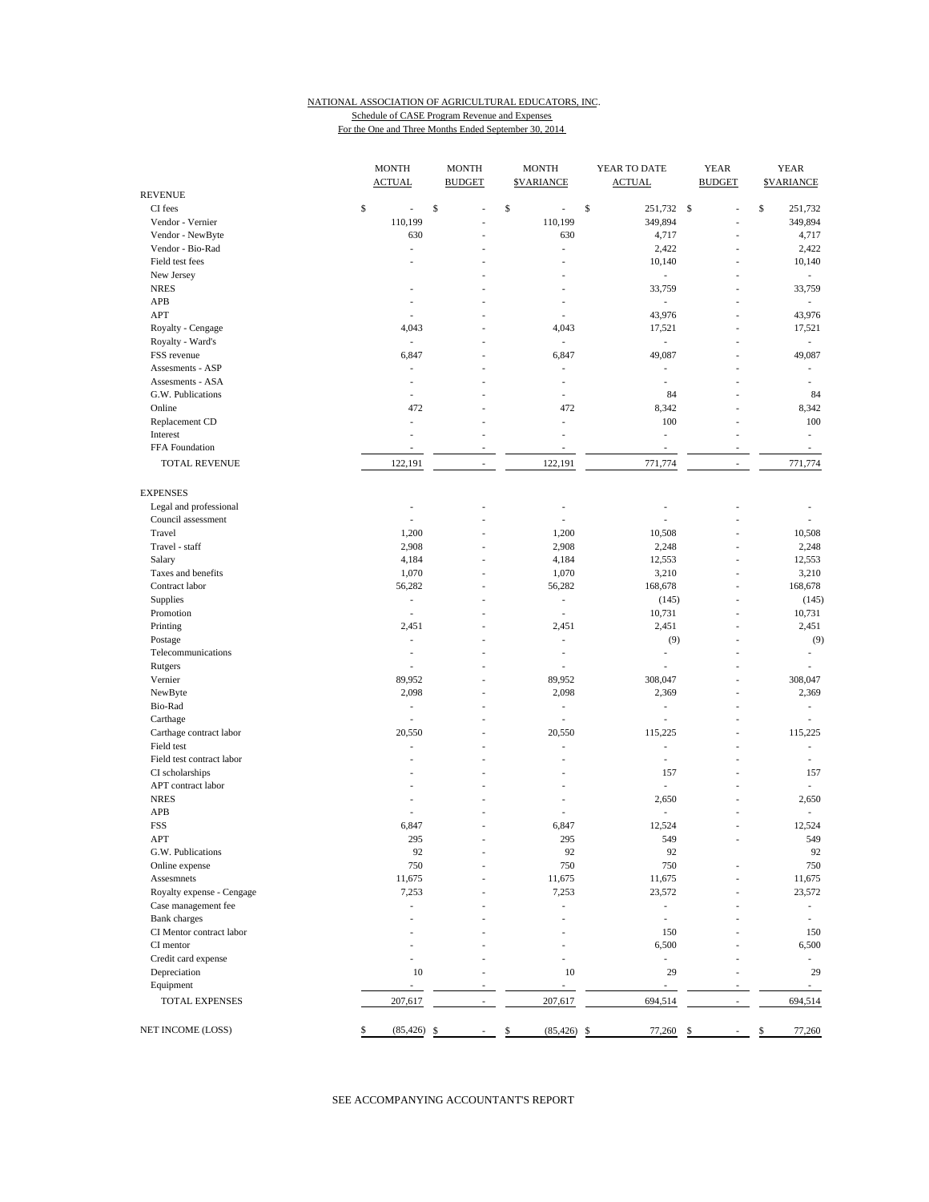NATIONAL ASSOCIATION OF AGRICULTURAL EDUCATORS, INC.
Schedule of CASE Program Revenue and Expenses
For the One and Three Months Ended September 30, 2014

| | MONTH ACTUAL | MONTH BUDGET | MONTH $VARIANCE | YEAR TO DATE ACTUAL | YEAR BUDGET | YEAR $VARIANCE |
|---|---|---|---|---|---|---|
| REVENUE | | | | | | |
| CI fees | $ - | $ - | $ - | $ 251,732 | $ - | $ 251,732 |
| Vendor - Vernier | 110,199 | - | 110,199 | 349,894 | - | 349,894 |
| Vendor - NewByte | 630 | - | 630 | 4,717 | - | 4,717 |
| Vendor - Bio-Rad | - | - | - | 2,422 | - | 2,422 |
| Field test fees | - | - | - | 10,140 | - | 10,140 |
| New Jersey | | - | - | - | - | - |
| NRES | - | - | - | 33,759 | - | 33,759 |
| APB | - | - | - | - | - | - |
| APT | - | - | - | 43,976 | - | 43,976 |
| Royalty - Cengage | 4,043 | - | 4,043 | 17,521 | - | 17,521 |
| Royalty - Ward's | - | - | - | - | - | - |
| FSS revenue | 6,847 | - | 6,847 | 49,087 | - | 49,087 |
| Assesments - ASP | - | - | - | - | - | - |
| Assesments - ASA | - | - | - | - | - | - |
| G.W. Publications | - | - | - | 84 | - | 84 |
| Online | 472 | - | 472 | 8,342 | - | 8,342 |
| Replacement CD | - | - | - | 100 | - | 100 |
| Interest | - | - | - | - | - | - |
| FFA Foundation | - | - | - | - | - | - |
| TOTAL REVENUE | 122,191 | - | 122,191 | 771,774 | - | 771,774 |
| EXPENSES | | | | | | |
| Legal and professional | - | - | - | - | - | - |
| Council assessment | - | - | - | - | - | - |
| Travel | 1,200 | - | 1,200 | 10,508 | - | 10,508 |
| Travel - staff | 2,908 | - | 2,908 | 2,248 | - | 2,248 |
| Salary | 4,184 | - | 4,184 | 12,553 | - | 12,553 |
| Taxes and benefits | 1,070 | - | 1,070 | 3,210 | - | 3,210 |
| Contract labor | 56,282 | - | 56,282 | 168,678 | - | 168,678 |
| Supplies | - | - | - | (145) | - | (145) |
| Promotion | - | - | - | 10,731 | - | 10,731 |
| Printing | 2,451 | - | 2,451 | 2,451 | - | 2,451 |
| Postage | - | - | - | (9) | - | (9) |
| Telecommunications | - | - | - | - | - | - |
| Rutgers | - | - | - | - | - | - |
| Vernier | 89,952 | - | 89,952 | 308,047 | - | 308,047 |
| NewByte | 2,098 | - | 2,098 | 2,369 | - | 2,369 |
| Bio-Rad | - | - | - | - | - | - |
| Carthage | - | - | - | - | - | - |
| Carthage contract labor | 20,550 | - | 20,550 | 115,225 | - | 115,225 |
| Field test | - | - | - | - | - | - |
| Field test contract labor | - | - | - | - | - | - |
| CI scholarships | - | - | - | 157 | - | 157 |
| APT contract labor | - | - | - | - | - | - |
| NRES | - | - | - | 2,650 | - | 2,650 |
| APB | - | - | - | - | - | - |
| FSS | 6,847 | - | 6,847 | 12,524 | - | 12,524 |
| APT | 295 | - | 295 | 549 | - | 549 |
| G.W. Publications | 92 | - | 92 | 92 | | 92 |
| Online expense | 750 | - | 750 | 750 | - | 750 |
| Assesmnets | 11,675 | - | 11,675 | 11,675 | - | 11,675 |
| Royalty expense - Cengage | 7,253 | - | 7,253 | 23,572 | - | 23,572 |
| Case management fee | - | - | - | - | - | - |
| Bank charges | - | - | - | - | - | - |
| CI Mentor contract labor | - | - | - | 150 | - | 150 |
| CI mentor | - | - | - | 6,500 | - | 6,500 |
| Credit card expense | - | - | - | - | - | - |
| Depreciation | 10 | - | 10 | 29 | - | 29 |
| Equipment | - | - | - | - | - | - |
| TOTAL EXPENSES | 207,617 | - | 207,617 | 694,514 | - | 694,514 |
| NET INCOME (LOSS) | $ (85,426) | $ - | $ (85,426) | $ 77,260 | $ - | $ 77,260 |

SEE ACCOMPANYING ACCOUNTANT'S REPORT